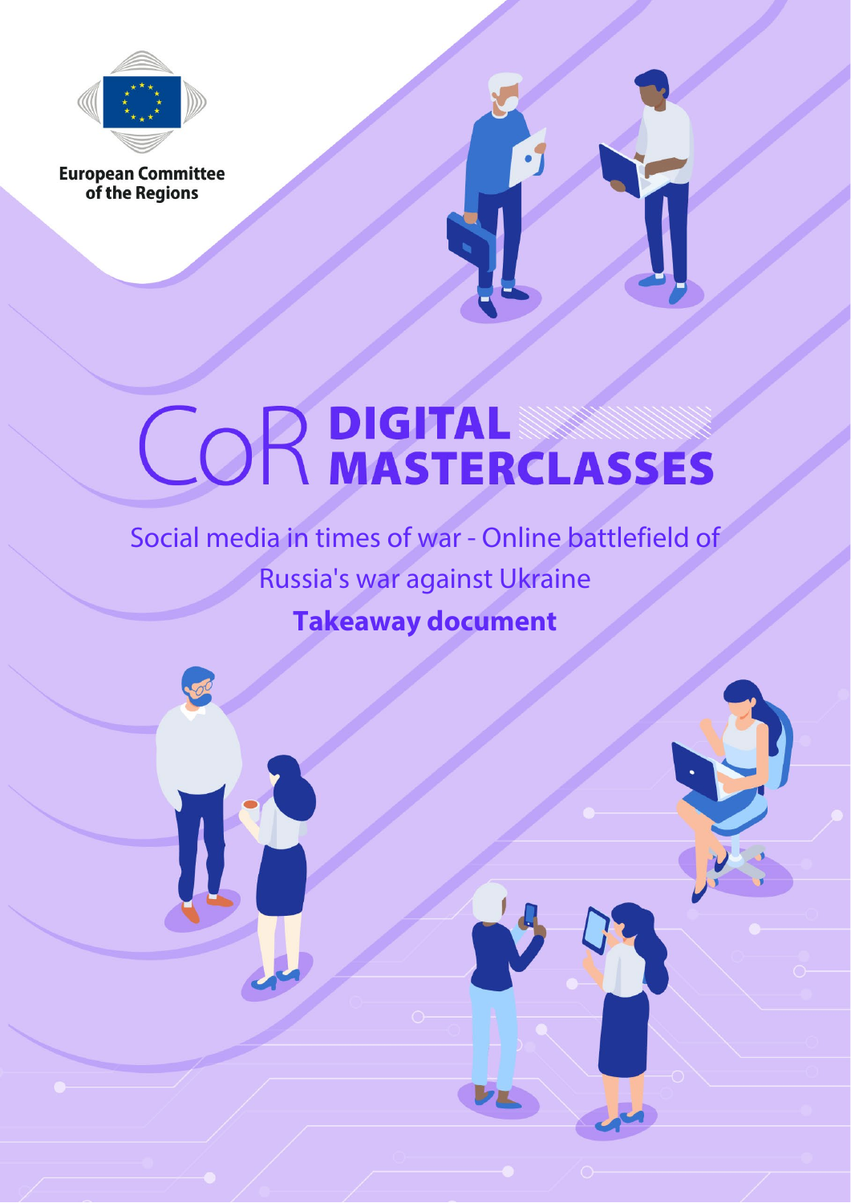European Committee of the Regions

# CoR DIGITAL MASTERCLASSES

Social media in times of war - Online battlefield of Russia's war against Ukraine

**Takeaway document**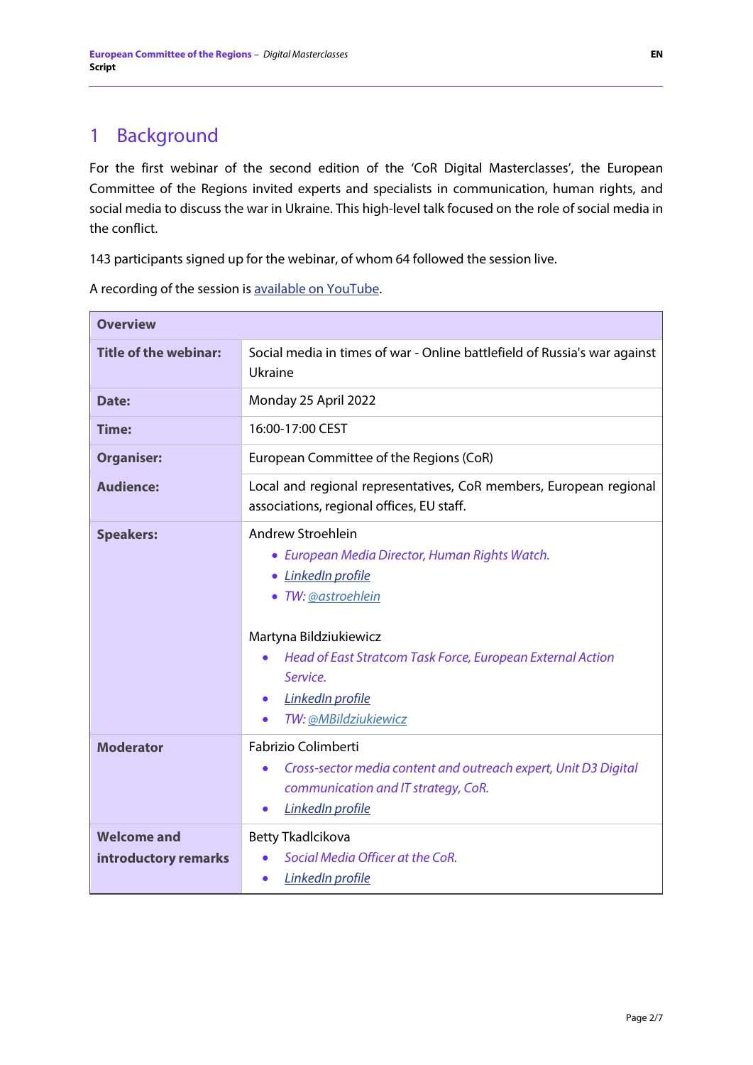# 1 Background

For the first webinar of the second edition of the 'CoR Digital Masterclasses', the European Committee of the Regions invited experts and specialists in communication, human rights, and social media to discuss the war in Ukraine. This high-level talk focused on the role of social media in the conflict.

143 participants signed up for the webinar, of whom 64 followed the session live.

A recording of the session is available on YouTube.

| Overview | |
|---|---|
| **Title of the webinar:** | Social media in times of war - Online battlefield of Russia's war against Ukraine |
| **Date:** | Monday 25 April 2022 |
| **Time:** | 16:00-17:00 CEST |
| **Organiser:** | European Committee of the Regions (CoR) |
| **Audience:** | Local and regional representatives, CoR members, European regional associations, regional offices, EU staff. |
| **Speakers:** | Andrew Stroehlein<br>• *European Media Director, Human Rights Watch.*<br>• *LinkedIn profile*<br>• *TW: @astroehlein*<br><br>Martyna Bildziukiewicz<br>• *Head of East Stratcom Task Force, European External Action Service.*<br>• *LinkedIn profile*<br>• *TW: @MBildziukiewicz* |
| **Moderator** | Fabrizio Colimberti<br>• *Cross-sector media content and outreach expert, Unit D3 Digital communication and IT strategy, CoR.*<br>• *LinkedIn profile* |
| **Welcome and introductory remarks** | Betty Tkadlcikova<br>• *Social Media Officer at the CoR.*<br>• *LinkedIn profile* |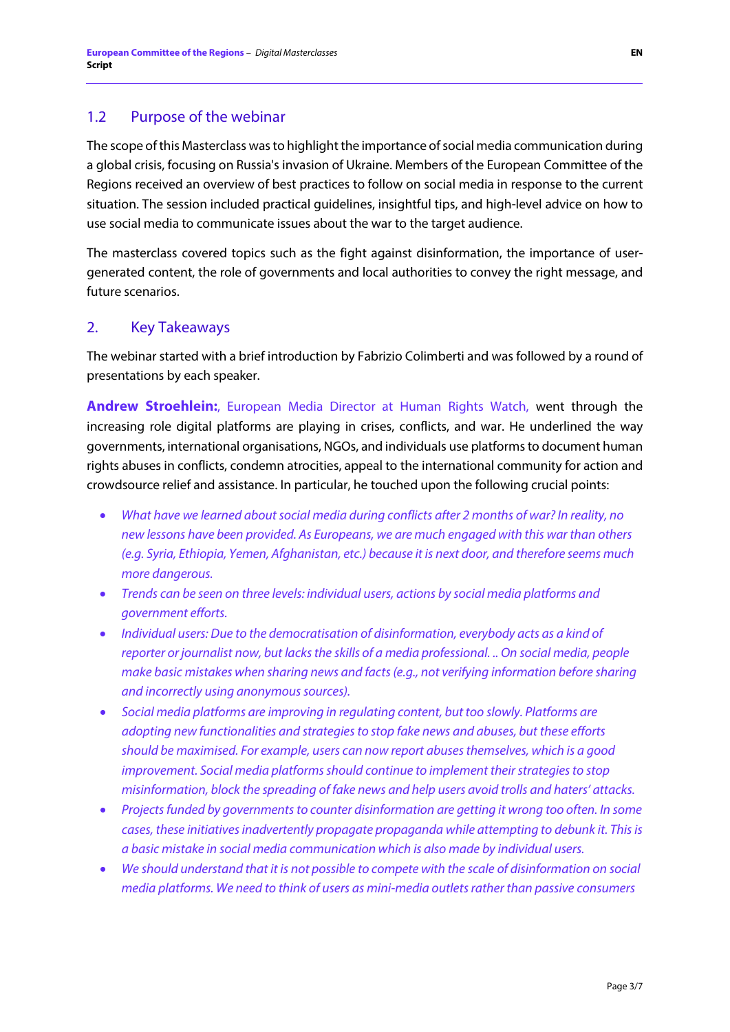## 1.2 Purpose of the webinar

The scope of this Masterclass was to highlight the importance of social media communication during a global crisis, focusing on Russia's invasion of Ukraine. Members of the European Committee of the Regions received an overview of best practices to follow on social media in response to the current situation. The session included practical guidelines, insightful tips, and high-level advice on how to use social media to communicate issues about the war to the target audience.

The masterclass covered topics such as the fight against disinformation, the importance of user-generated content, the role of governments and local authorities to convey the right message, and future scenarios.

## 2. Key Takeaways

The webinar started with a brief introduction by Fabrizio Colimberti and was followed by a round of presentations by each speaker.

**Andrew Stroehlein:**, European Media Director at Human Rights Watch, went through the increasing role digital platforms are playing in crises, conflicts, and war. He underlined the way governments, international organisations, NGOs, and individuals use platforms to document human rights abuses in conflicts, condemn atrocities, appeal to the international community for action and crowdsource relief and assistance. In particular, he touched upon the following crucial points:

- *What have we learned about social media during conflicts after 2 months of war? In reality, no new lessons have been provided. As Europeans, we are much engaged with this war than others (e.g. Syria, Ethiopia, Yemen, Afghanistan, etc.) because it is next door, and therefore seems much more dangerous.*
- *Trends can be seen on three levels: individual users, actions by social media platforms and government efforts.*
- *Individual users: Due to the democratisation of disinformation, everybody acts as a kind of reporter or journalist now, but lacks the skills of a media professional. .. On social media, people make basic mistakes when sharing news and facts (e.g., not verifying information before sharing and incorrectly using anonymous sources).*
- *Social media platforms are improving in regulating content, but too slowly. Platforms are adopting new functionalities and strategies to stop fake news and abuses, but these efforts should be maximised. For example, users can now report abuses themselves, which is a good improvement. Social media platforms should continue to implement their strategies to stop misinformation, block the spreading of fake news and help users avoid trolls and haters' attacks.*
- *Projects funded by governments to counter disinformation are getting it wrong too often. In some cases, these initiatives inadvertently propagate propaganda while attempting to debunk it. This is a basic mistake in social media communication which is also made by individual users.*
- *We should understand that it is not possible to compete with the scale of disinformation on social media platforms. We need to think of users as mini-media outlets rather than passive consumers*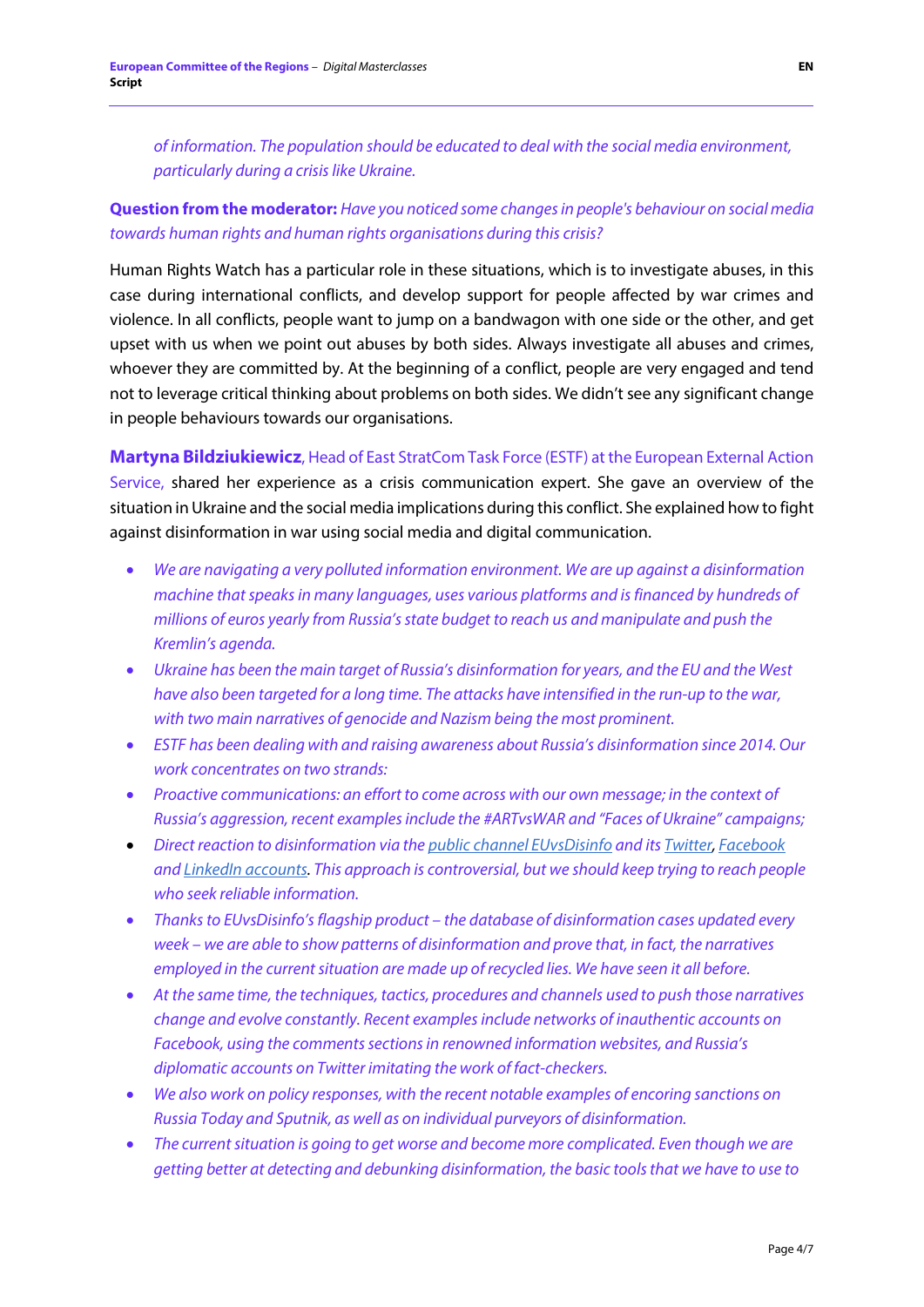*of information. The population should be educated to deal with the social media environment, particularly during a crisis like Ukraine.*

**Question from the moderator:** *Have you noticed some changes in people's behaviour on social media towards human rights and human rights organisations during this crisis?*

Human Rights Watch has a particular role in these situations, which is to investigate abuses, in this case during international conflicts, and develop support for people affected by war crimes and violence. In all conflicts, people want to jump on a bandwagon with one side or the other, and get upset with us when we point out abuses by both sides. Always investigate all abuses and crimes, whoever they are committed by. At the beginning of a conflict, people are very engaged and tend not to leverage critical thinking about problems on both sides. We didn't see any significant change in people behaviours towards our organisations.

**Martyna Bildziukiewicz**, Head of East StratCom Task Force (ESTF) at the European External Action Service, shared her experience as a crisis communication expert. She gave an overview of the situation in Ukraine and the social media implications during this conflict. She explained how to fight against disinformation in war using social media and digital communication.

- *We are navigating a very polluted information environment. We are up against a disinformation machine that speaks in many languages, uses various platforms and is financed by hundreds of millions of euros yearly from Russia's state budget to reach us and manipulate and push the Kremlin's agenda.*
- *Ukraine has been the main target of Russia's disinformation for years, and the EU and the West have also been targeted for a long time. The attacks have intensified in the run-up to the war, with two main narratives of genocide and Nazism being the most prominent.*
- *ESTF has been dealing with and raising awareness about Russia's disinformation since 2014. Our work concentrates on two strands:*
- *Proactive communications: an effort to come across with our own message; in the context of Russia's aggression, recent examples include the #ARTvsWAR and "Faces of Ukraine" campaigns;*
- *Direct reaction to disinformation via the public channel EUvsDisinfo and its Twitter, Facebook and LinkedIn accounts. This approach is controversial, but we should keep trying to reach people who seek reliable information.*
- *Thanks to EUvsDisinfo's flagship product – the database of disinformation cases updated every week – we are able to show patterns of disinformation and prove that, in fact, the narratives employed in the current situation are made up of recycled lies. We have seen it all before.*
- *At the same time, the techniques, tactics, procedures and channels used to push those narratives change and evolve constantly. Recent examples include networks of inauthentic accounts on Facebook, using the comments sections in renowned information websites, and Russia's diplomatic accounts on Twitter imitating the work of fact-checkers.*
- *We also work on policy responses, with the recent notable examples of encoring sanctions on Russia Today and Sputnik, as well as on individual purveyors of disinformation.*
- *The current situation is going to get worse and become more complicated. Even though we are getting better at detecting and debunking disinformation, the basic tools that we have to use to*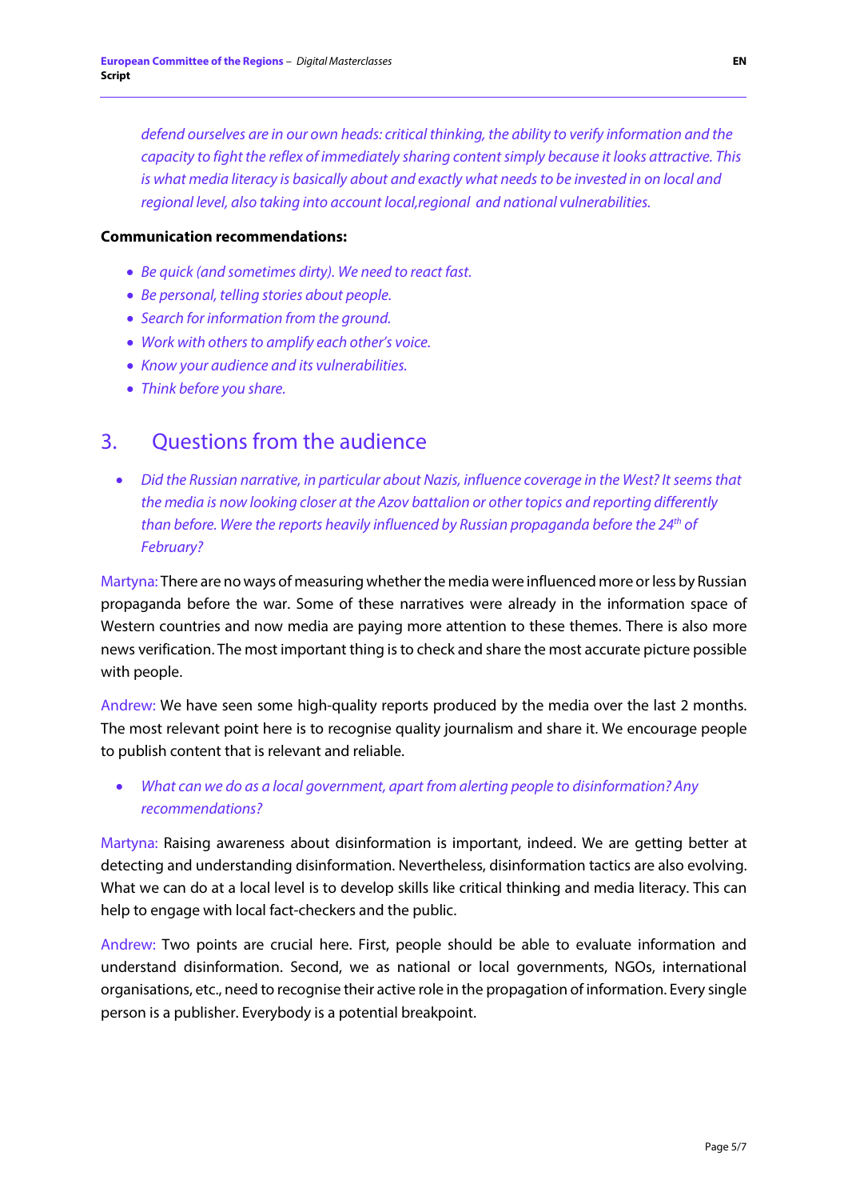*defend ourselves are in our own heads: critical thinking, the ability to verify information and the capacity to fight the reflex of immediately sharing content simply because it looks attractive. This is what media literacy is basically about and exactly what needs to be invested in on local and regional level, also taking into account local,regional and national vulnerabilities.*

**Communication recommendations:**

- *Be quick (and sometimes dirty). We need to react fast.*
- *Be personal, telling stories about people.*
- *Search for information from the ground.*
- *Work with others to amplify each other's voice.*
- *Know your audience and its vulnerabilities.*
- *Think before you share.*

## 3. Questions from the audience

- *Did the Russian narrative, in particular about Nazis, influence coverage in the West? It seems that the media is now looking closer at the Azov battalion or other topics and reporting differently than before. Were the reports heavily influenced by Russian propaganda before the 24th of February?*

Martyna: There are no ways of measuring whether the media were influenced more or less by Russian propaganda before the war. Some of these narratives were already in the information space of Western countries and now media are paying more attention to these themes. There is also more news verification. The most important thing is to check and share the most accurate picture possible with people.

Andrew: We have seen some high-quality reports produced by the media over the last 2 months. The most relevant point here is to recognise quality journalism and share it. We encourage people to publish content that is relevant and reliable.

- *What can we do as a local government, apart from alerting people to disinformation? Any recommendations?*

Martyna: Raising awareness about disinformation is important, indeed. We are getting better at detecting and understanding disinformation. Nevertheless, disinformation tactics are also evolving. What we can do at a local level is to develop skills like critical thinking and media literacy. This can help to engage with local fact-checkers and the public.

Andrew: Two points are crucial here. First, people should be able to evaluate information and understand disinformation. Second, we as national or local governments, NGOs, international organisations, etc., need to recognise their active role in the propagation of information. Every single person is a publisher. Everybody is a potential breakpoint.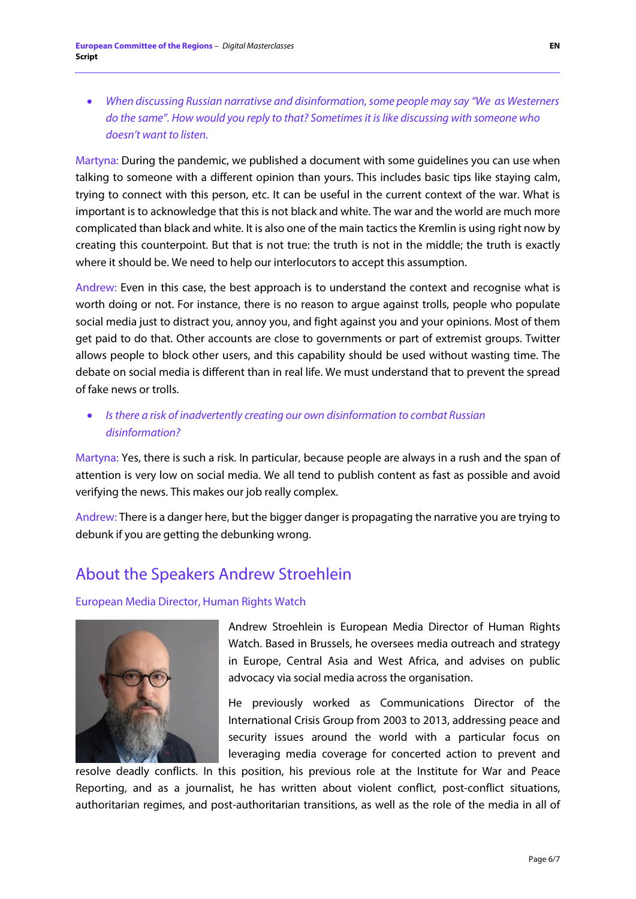- *When discussing Russian narrativse and disinformation, some people may say "We as Westerners do the same". How would you reply to that? Sometimes it is like discussing with someone who doesn't want to listen.*

Martyna: During the pandemic, we published a document with some guidelines you can use when talking to someone with a different opinion than yours. This includes basic tips like staying calm, trying to connect with this person, etc. It can be useful in the current context of the war. What is important is to acknowledge that this is not black and white. The war and the world are much more complicated than black and white. It is also one of the main tactics the Kremlin is using right now by creating this counterpoint. But that is not true: the truth is not in the middle; the truth is exactly where it should be. We need to help our interlocutors to accept this assumption.

Andrew: Even in this case, the best approach is to understand the context and recognise what is worth doing or not. For instance, there is no reason to argue against trolls, people who populate social media just to distract you, annoy you, and fight against you and your opinions. Most of them get paid to do that. Other accounts are close to governments or part of extremist groups. Twitter allows people to block other users, and this capability should be used without wasting time. The debate on social media is different than in real life. We must understand that to prevent the spread of fake news or trolls.

- *Is there a risk of inadvertently creating our own disinformation to combat Russian disinformation?*

Martyna: Yes, there is such a risk. In particular, because people are always in a rush and the span of attention is very low on social media. We all tend to publish content as fast as possible and avoid verifying the news. This makes our job really complex.

Andrew: There is a danger here, but the bigger danger is propagating the narrative you are trying to debunk if you are getting the debunking wrong.

## About the Speakers Andrew Stroehlein

### European Media Director, Human Rights Watch

Andrew Stroehlein is European Media Director of Human Rights Watch. Based in Brussels, he oversees media outreach and strategy in Europe, Central Asia and West Africa, and advises on public advocacy via social media across the organisation.

He previously worked as Communications Director of the International Crisis Group from 2003 to 2013, addressing peace and security issues around the world with a particular focus on leveraging media coverage for concerted action to prevent and resolve deadly conflicts. In this position, his previous role at the Institute for War and Peace Reporting, and as a journalist, he has written about violent conflict, post-conflict situations, authoritarian regimes, and post-authoritarian transitions, as well as the role of the media in all of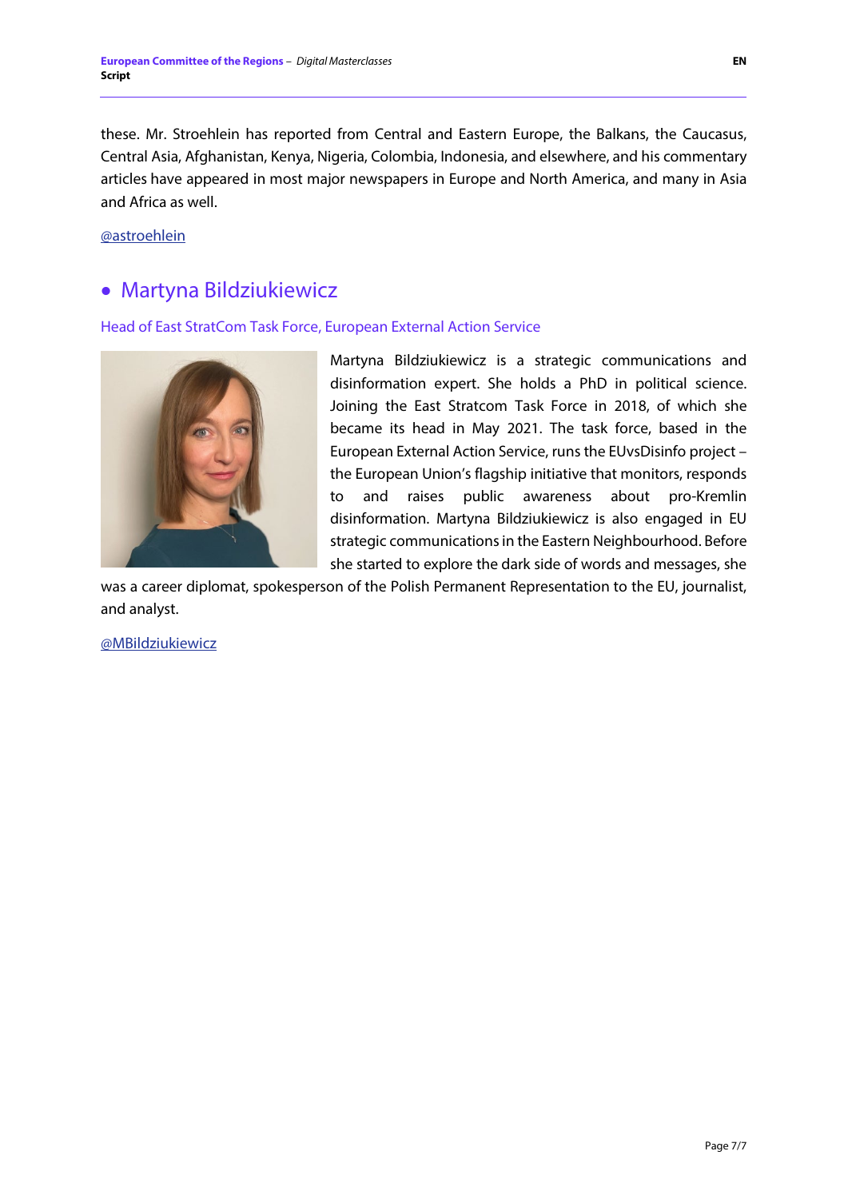these. Mr. Stroehlein has reported from Central and Eastern Europe, the Balkans, the Caucasus, Central Asia, Afghanistan, Kenya, Nigeria, Colombia, Indonesia, and elsewhere, and his commentary articles have appeared in most major newspapers in Europe and North America, and many in Asia and Africa as well.

@astroehlein

## • Martyna Bildziukiewicz

Head of East StratCom Task Force, European External Action Service

Martyna Bildziukiewicz is a strategic communications and disinformation expert. She holds a PhD in political science. Joining the East Stratcom Task Force in 2018, of which she became its head in May 2021. The task force, based in the European External Action Service, runs the EUvsDisinfo project – the European Union's flagship initiative that monitors, responds to and raises public awareness about pro-Kremlin disinformation. Martyna Bildziukiewicz is also engaged in EU strategic communications in the Eastern Neighbourhood. Before she started to explore the dark side of words and messages, she was a career diplomat, spokesperson of the Polish Permanent Representation to the EU, journalist, and analyst.

@MBildziukiewicz